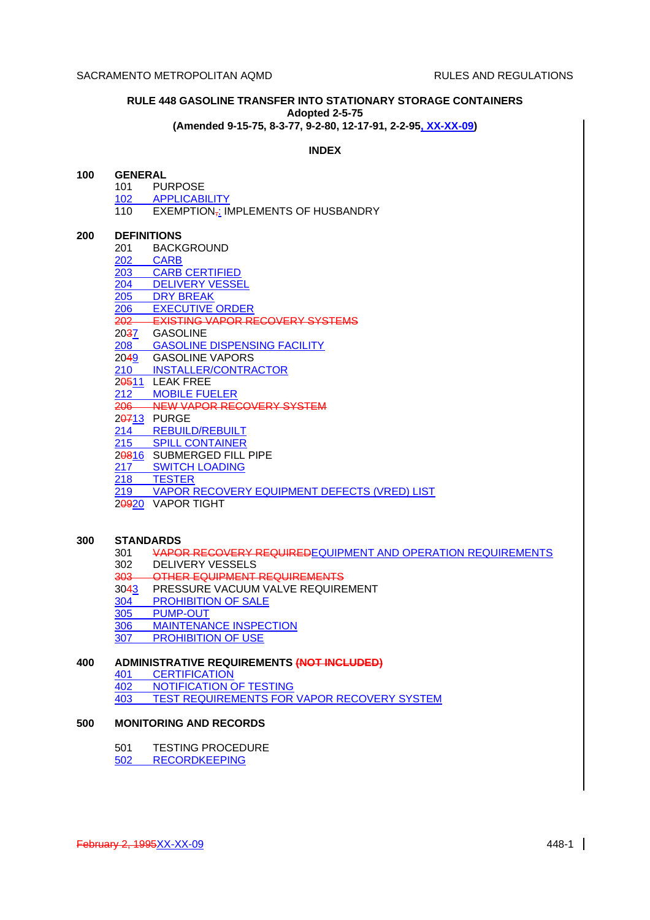# RULE 448 GASOLINE TRANSFER INTO STATIONARY STORAGE CONTAINERS

**Adopted 2-5-75**

**(Amended 9-15-75, 8-3-77, 9-2-80, 12-17-91, 2-2-95, XX-XX-09)**

## INDEX

**100 GENERAL**

- 101 PURPOSE
- 102 APPLICABILITY
- 110 EXEMPTION,: IMPLEMENTS OF HUSBANDRY

**200 DEFINITIONS**

- 201 BACKGROUND
- 202 CARB
- 203 CARB CERTIFIED
- 204 DELIVERY VESSEL
- 205 DRY BREAK
- 206 EXECUTIVE ORDER
- ~~202 EXISTING VAPOR RECOVERY SYSTEMS~~
- 20~~3~~7 GASOLINE
- 208 GASOLINE DISPENSING FACILITY
- 20~~4~~9 GASOLINE VAPORS
- 210 INSTALLER/CONTRACTOR
- 2~~05~~11 LEAK FREE
- 212 MOBILE FUELER
- ~~206 NEW VAPOR RECOVERY SYSTEM~~
- 2~~07~~13 PURGE
- 214 REBUILD/REBUILT
- 215 SPILL CONTAINER
- 2~~08~~16 SUBMERGED FILL PIPE
- 217 SWITCH LOADING
- 218 TESTER
- 219 VAPOR RECOVERY EQUIPMENT DEFECTS (VRED) LIST
- 2~~09~~20 VAPOR TIGHT

**300 STANDARDS**

- 301 ~~VAPOR RECOVERY REQUIRED~~EQUIPMENT AND OPERATION REQUIREMENTS
- 302 DELIVERY VESSELS
- ~~303 OTHER EQUIPMENT REQUIREMENTS~~
- 30~~4~~3 PRESSURE VACUUM VALVE REQUIREMENT
- 304 PROHIBITION OF SALE
- 305 PUMP-OUT
- 306 MAINTENANCE INSPECTION
- 307 PROHIBITION OF USE

**400 ADMINISTRATIVE REQUIREMENTS ~~(NOT INCLUDED)~~**

- 401 CERTIFICATION
- 402 NOTIFICATION OF TESTING
- 403 TEST REQUIREMENTS FOR VAPOR RECOVERY SYSTEM

**500 MONITORING AND RECORDS**

- 501 TESTING PROCEDURE
- 502 RECORDKEEPING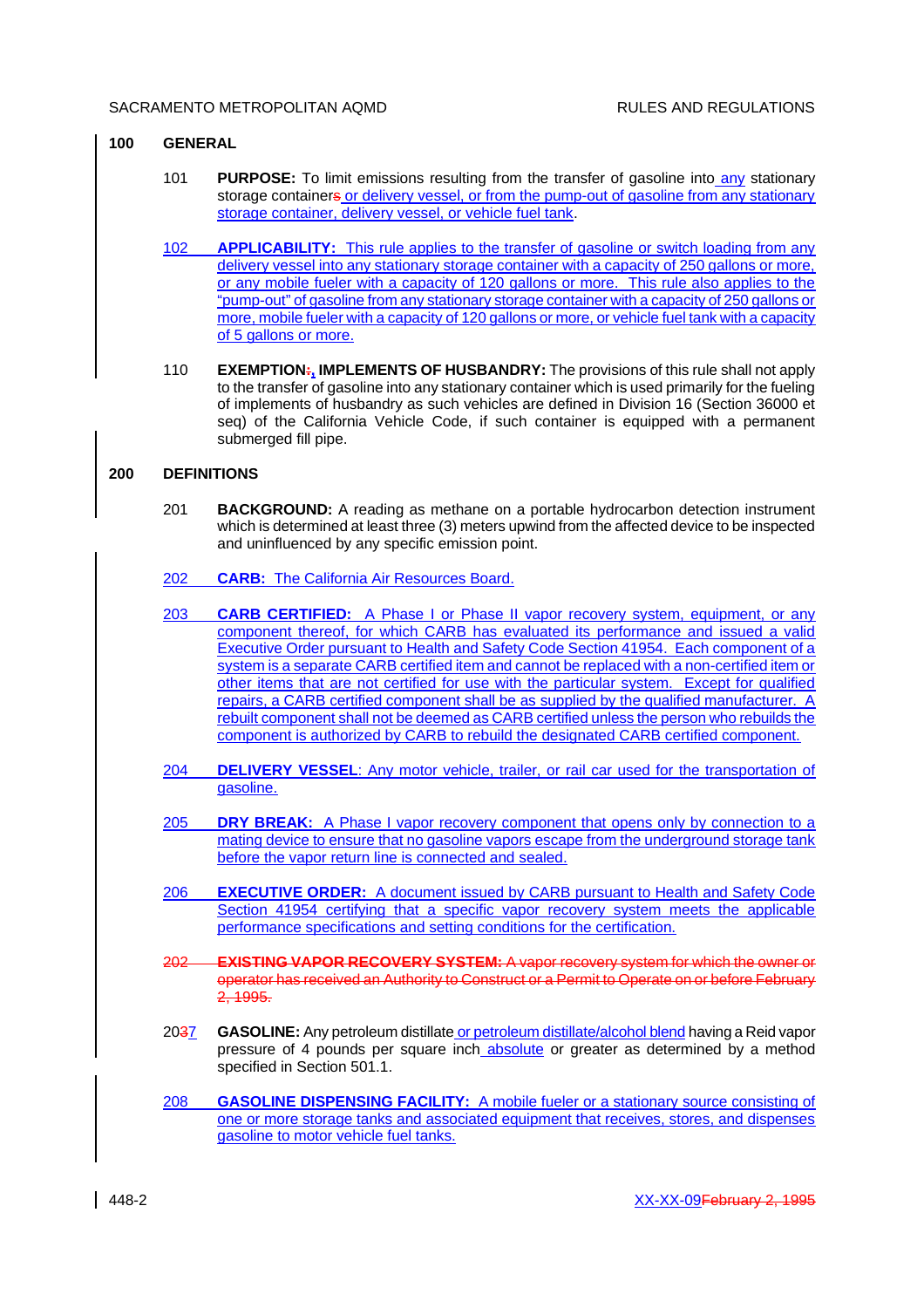## 100 GENERAL

101 **PURPOSE:** To limit emissions resulting from the transfer of gasoline into any stationary storage container~~s~~ or delivery vessel, or from the pump-out of gasoline from any stationary storage container, delivery vessel, or vehicle fuel tank.

102 **APPLICABILITY:** This rule applies to the transfer of gasoline or switch loading from any delivery vessel into any stationary storage container with a capacity of 250 gallons or more, or any mobile fueler with a capacity of 120 gallons or more. This rule also applies to the "pump-out" of gasoline from any stationary storage container with a capacity of 250 gallons or more, mobile fueler with a capacity of 120 gallons or more, or vehicle fuel tank with a capacity of 5 gallons or more.

110 **EXEMPTION~~:~~, IMPLEMENTS OF HUSBANDRY:** The provisions of this rule shall not apply to the transfer of gasoline into any stationary container which is used primarily for the fueling of implements of husbandry as such vehicles are defined in Division 16 (Section 36000 et seq) of the California Vehicle Code, if such container is equipped with a permanent submerged fill pipe.

## 200 DEFINITIONS

201 **BACKGROUND:** A reading as methane on a portable hydrocarbon detection instrument which is determined at least three (3) meters upwind from the affected device to be inspected and uninfluenced by any specific emission point.

202 **CARB:** The California Air Resources Board.

203 **CARB CERTIFIED:** A Phase I or Phase II vapor recovery system, equipment, or any component thereof, for which CARB has evaluated its performance and issued a valid Executive Order pursuant to Health and Safety Code Section 41954. Each component of a system is a separate CARB certified item and cannot be replaced with a non-certified item or other items that are not certified for use with the particular system. Except for qualified repairs, a CARB certified component shall be as supplied by the qualified manufacturer. A rebuilt component shall not be deemed as CARB certified unless the person who rebuilds the component is authorized by CARB to rebuild the designated CARB certified component.

204 **DELIVERY VESSEL**: Any motor vehicle, trailer, or rail car used for the transportation of gasoline.

205 **DRY BREAK:** A Phase I vapor recovery component that opens only by connection to a mating device to ensure that no gasoline vapors escape from the underground storage tank before the vapor return line is connected and sealed.

206 **EXECUTIVE ORDER:** A document issued by CARB pursuant to Health and Safety Code Section 41954 certifying that a specific vapor recovery system meets the applicable performance specifications and setting conditions for the certification.

~~202 **EXISTING VAPOR RECOVERY SYSTEM:** A vapor recovery system for which the owner or operator has received an Authority to Construct or a Permit to Operate on or before February 2, 1995.~~

20~~3~~7 **GASOLINE:** Any petroleum distillate or petroleum distillate/alcohol blend having a Reid vapor pressure of 4 pounds per square inch absolute or greater as determined by a method specified in Section 501.1.

208 **GASOLINE DISPENSING FACILITY:** A mobile fueler or a stationary source consisting of one or more storage tanks and associated equipment that receives, stores, and dispenses gasoline to motor vehicle fuel tanks.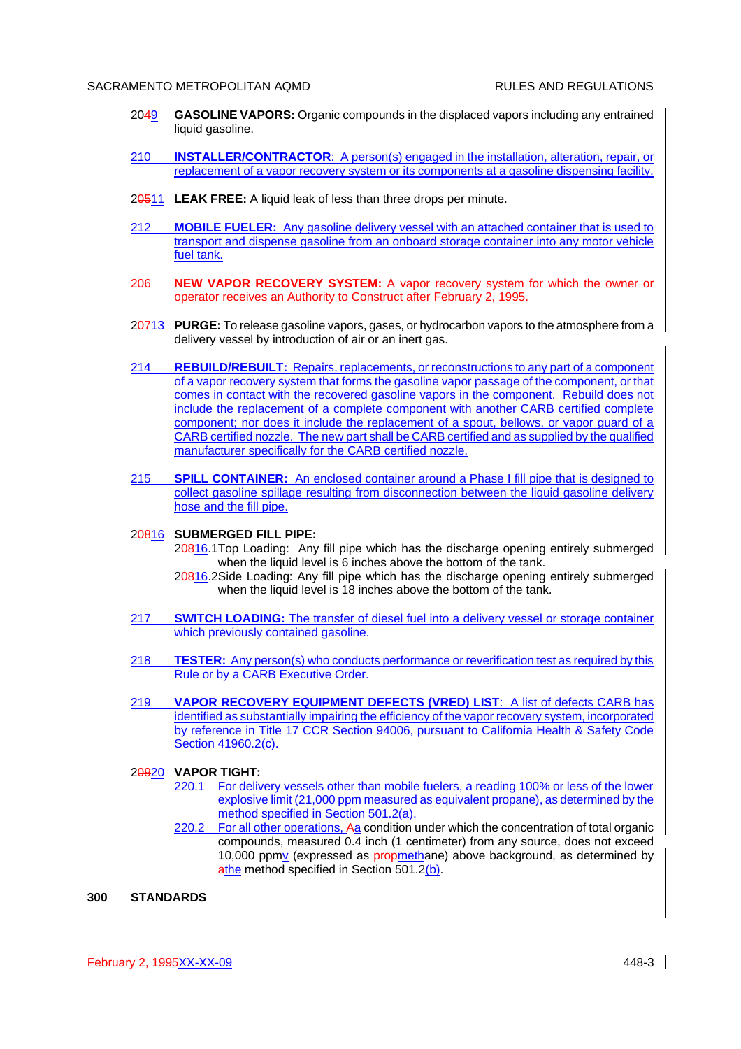2049 **GASOLINE VAPORS:** Organic compounds in the displaced vapors including any entrained liquid gasoline.

210 **INSTALLER/CONTRACTOR**: A person(s) engaged in the installation, alteration, repair, or replacement of a vapor recovery system or its components at a gasoline dispensing facility.

20511 **LEAK FREE:** A liquid leak of less than three drops per minute.

212 **MOBILE FUELER:** Any gasoline delivery vessel with an attached container that is used to transport and dispense gasoline from an onboard storage container into any motor vehicle fuel tank.

~~206 **NEW VAPOR RECOVERY SYSTEM:** A vapor recovery system for which the owner or operator receives an Authority to Construct after February 2, 1995.~~

20713 **PURGE:** To release gasoline vapors, gases, or hydrocarbon vapors to the atmosphere from a delivery vessel by introduction of air or an inert gas.

214 **REBUILD/REBUILT:** Repairs, replacements, or reconstructions to any part of a component of a vapor recovery system that forms the gasoline vapor passage of the component, or that comes in contact with the recovered gasoline vapors in the component. Rebuild does not include the replacement of a complete component with another CARB certified complete component; nor does it include the replacement of a spout, bellows, or vapor guard of a CARB certified nozzle. The new part shall be CARB certified and as supplied by the qualified manufacturer specifically for the CARB certified nozzle.

215 **SPILL CONTAINER:** An enclosed container around a Phase I fill pipe that is designed to collect gasoline spillage resulting from disconnection between the liquid gasoline delivery hose and the fill pipe.

20816 **SUBMERGED FILL PIPE:**

20816.1 Top Loading: Any fill pipe which has the discharge opening entirely submerged when the liquid level is 6 inches above the bottom of the tank.

20816.2 Side Loading: Any fill pipe which has the discharge opening entirely submerged when the liquid level is 18 inches above the bottom of the tank.

217 **SWITCH LOADING:** The transfer of diesel fuel into a delivery vessel or storage container which previously contained gasoline.

218 **TESTER:** Any person(s) who conducts performance or reverification test as required by this Rule or by a CARB Executive Order.

219 **VAPOR RECOVERY EQUIPMENT DEFECTS (VRED) LIST**: A list of defects CARB has identified as substantially impairing the efficiency of the vapor recovery system, incorporated by reference in Title 17 CCR Section 94006, pursuant to California Health & Safety Code Section 41960.2(c).

20920 **VAPOR TIGHT:**

220.1 For delivery vessels other than mobile fuelers, a reading 100% or less of the lower explosive limit (21,000 ppm measured as equivalent propane), as determined by the method specified in Section 501.2(a).

220.2 For all other operations, ~~A~~a condition under which the concentration of total organic compounds, measured 0.4 inch (1 centimeter) from any source, does not exceed 10,000 ppmv (expressed as ~~prop~~methane) above background, as determined by ~~a~~the method specified in Section 501.2(b).

## 300 STANDARDS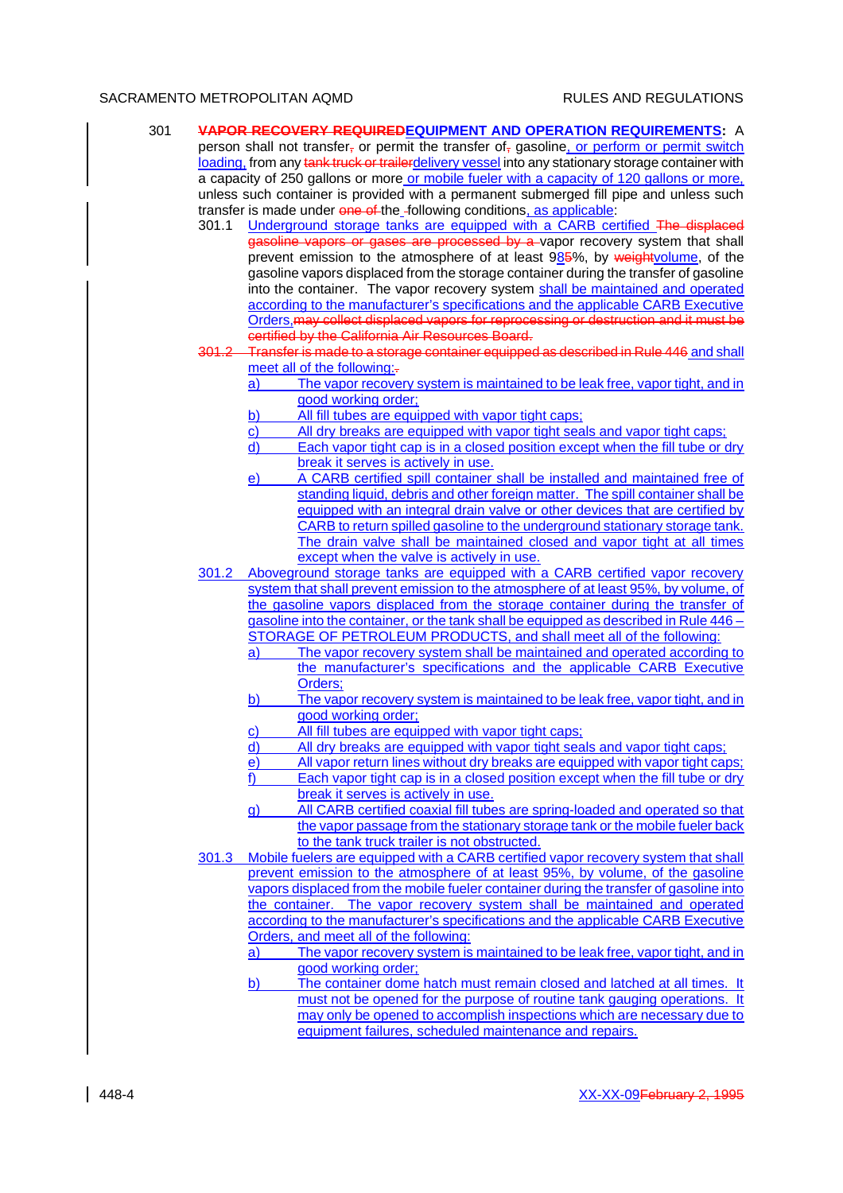301 ~~VAPOR RECOVERY REQUIRED~~**EQUIPMENT AND OPERATION REQUIREMENTS:** A person shall not transfer~~,~~ or permit the transfer of~~,~~ gasoline, or perform or permit switch loading, from any ~~tank truck or trailer~~delivery vessel into any stationary storage container with a capacity of 250 gallons or more or mobile fueler with a capacity of 120 gallons or more, unless such container is provided with a permanent submerged fill pipe and unless such transfer is made under ~~one of~~ the ~~-~~following conditions, as applicable:

301.1 Underground storage tanks are equipped with a CARB certified ~~The displaced gasoline vapors or gases are processed by a~~ vapor recovery system that shall prevent emission to the atmosphere of at least 98~~5~~%, by ~~weight~~volume, of the gasoline vapors displaced from the storage container during the transfer of gasoline into the container. The vapor recovery system shall be maintained and operated according to the manufacturer's specifications and the applicable CARB Executive Orders,~~may collect displaced vapors for reprocessing or destruction and it must be certified by the California Air Resources Board.~~

~~301.2 Transfer is made to a storage container equipped as described in Rule 446~~ and shall meet all of the following:~~.~~

a) The vapor recovery system is maintained to be leak free, vapor tight, and in good working order;

b) All fill tubes are equipped with vapor tight caps;

c) All dry breaks are equipped with vapor tight seals and vapor tight caps;

d) Each vapor tight cap is in a closed position except when the fill tube or dry break it serves is actively in use.

e) A CARB certified spill container shall be installed and maintained free of standing liquid, debris and other foreign matter. The spill container shall be equipped with an integral drain valve or other devices that are certified by CARB to return spilled gasoline to the underground stationary storage tank. The drain valve shall be maintained closed and vapor tight at all times except when the valve is actively in use.

301.2 Aboveground storage tanks are equipped with a CARB certified vapor recovery system that shall prevent emission to the atmosphere of at least 95%, by volume, of the gasoline vapors displaced from the storage container during the transfer of gasoline into the container, or the tank shall be equipped as described in Rule 446 – STORAGE OF PETROLEUM PRODUCTS, and shall meet all of the following:

a) The vapor recovery system shall be maintained and operated according to the manufacturer's specifications and the applicable CARB Executive Orders;

b) The vapor recovery system is maintained to be leak free, vapor tight, and in good working order;

c) All fill tubes are equipped with vapor tight caps;

d) All dry breaks are equipped with vapor tight seals and vapor tight caps;

e) All vapor return lines without dry breaks are equipped with vapor tight caps;

f) Each vapor tight cap is in a closed position except when the fill tube or dry break it serves is actively in use.

g) All CARB certified coaxial fill tubes are spring-loaded and operated so that the vapor passage from the stationary storage tank or the mobile fueler back to the tank truck trailer is not obstructed.

301.3 Mobile fuelers are equipped with a CARB certified vapor recovery system that shall prevent emission to the atmosphere of at least 95%, by volume, of the gasoline vapors displaced from the mobile fueler container during the transfer of gasoline into the container. The vapor recovery system shall be maintained and operated according to the manufacturer's specifications and the applicable CARB Executive Orders, and meet all of the following:

a) The vapor recovery system is maintained to be leak free, vapor tight, and in good working order;

b) The container dome hatch must remain closed and latched at all times. It must not be opened for the purpose of routine tank gauging operations. It may only be opened to accomplish inspections which are necessary due to equipment failures, scheduled maintenance and repairs.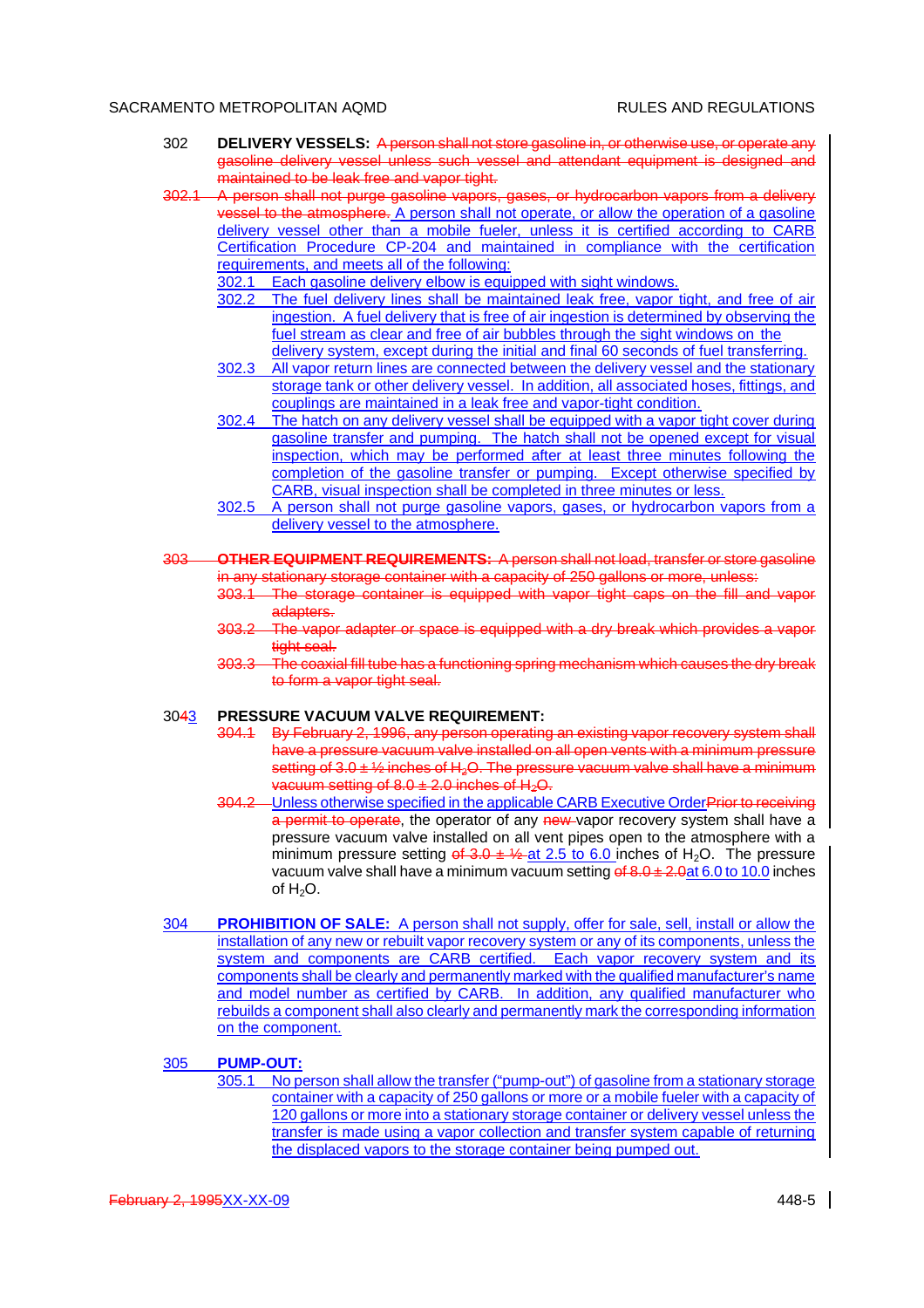302 **DELIVERY VESSELS:** ~~A person shall not store gasoline in, or otherwise use, or operate any gasoline delivery vessel unless such vessel and attendant equipment is designed and maintained to be leak free and vapor tight.~~

~~302.1 A person shall not purge gasoline vapors, gases, or hydrocarbon vapors from a delivery vessel to the atmosphere.~~ A person shall not operate, or allow the operation of a gasoline delivery vessel other than a mobile fueler, unless it is certified according to CARB Certification Procedure CP-204 and maintained in compliance with the certification requirements, and meets all of the following:

302.1 Each gasoline delivery elbow is equipped with sight windows.

302.2 The fuel delivery lines shall be maintained leak free, vapor tight, and free of air ingestion. A fuel delivery that is free of air ingestion is determined by observing the fuel stream as clear and free of air bubbles through the sight windows on the delivery system, except during the initial and final 60 seconds of fuel transferring.

302.3 All vapor return lines are connected between the delivery vessel and the stationary storage tank or other delivery vessel. In addition, all associated hoses, fittings, and couplings are maintained in a leak free and vapor-tight condition.

302.4 The hatch on any delivery vessel shall be equipped with a vapor tight cover during gasoline transfer and pumping. The hatch shall not be opened except for visual inspection, which may be performed after at least three minutes following the completion of the gasoline transfer or pumping. Except otherwise specified by CARB, visual inspection shall be completed in three minutes or less.

302.5 A person shall not purge gasoline vapors, gases, or hydrocarbon vapors from a delivery vessel to the atmosphere.

~~303 **OTHER EQUIPMENT REQUIREMENTS:** A person shall not load, transfer or store gasoline in any stationary storage container with a capacity of 250 gallons or more, unless:~~

~~303.1 The storage container is equipped with vapor tight caps on the fill and vapor adapters.~~

~~303.2 The vapor adapter or space is equipped with a dry break which provides a vapor tight seal.~~

~~303.3 The coaxial fill tube has a functioning spring mechanism which causes the dry break to form a vapor tight seal.~~

30~~4~~3 **PRESSURE VACUUM VALVE REQUIREMENT:**

~~304.1 By February 2, 1996, any person operating an existing vapor recovery system shall have a pressure vacuum valve installed on all open vents with a minimum pressure setting of 3.0 ± ½ inches of $H_2O$. The pressure vacuum valve shall have a minimum vacuum setting of 8.0 ± 2.0 inches of $H_2O$.~~

~~304.2~~ Unless otherwise specified in the applicable CARB Executive Order~~Prior to receiving a permit to operate~~, the operator of any ~~new~~ vapor recovery system shall have a pressure vacuum valve installed on all vent pipes open to the atmosphere with a minimum pressure setting ~~of 3.0 ± ½~~ at 2.5 to 6.0 inches of $H_2O$. The pressure vacuum valve shall have a minimum vacuum setting ~~of 8.0 ± 2.0~~at 6.0 to 10.0 inches of $H_2O$.

304 **PROHIBITION OF SALE:** A person shall not supply, offer for sale, sell, install or allow the installation of any new or rebuilt vapor recovery system or any of its components, unless the system and components are CARB certified. Each vapor recovery system and its components shall be clearly and permanently marked with the qualified manufacturer's name and model number as certified by CARB. In addition, any qualified manufacturer who rebuilds a component shall also clearly and permanently mark the corresponding information on the component.

305 **PUMP-OUT:**

305.1 No person shall allow the transfer ("pump-out") of gasoline from a stationary storage container with a capacity of 250 gallons or more or a mobile fueler with a capacity of 120 gallons or more into a stationary storage container or delivery vessel unless the transfer is made using a vapor collection and transfer system capable of returning the displaced vapors to the storage container being pumped out.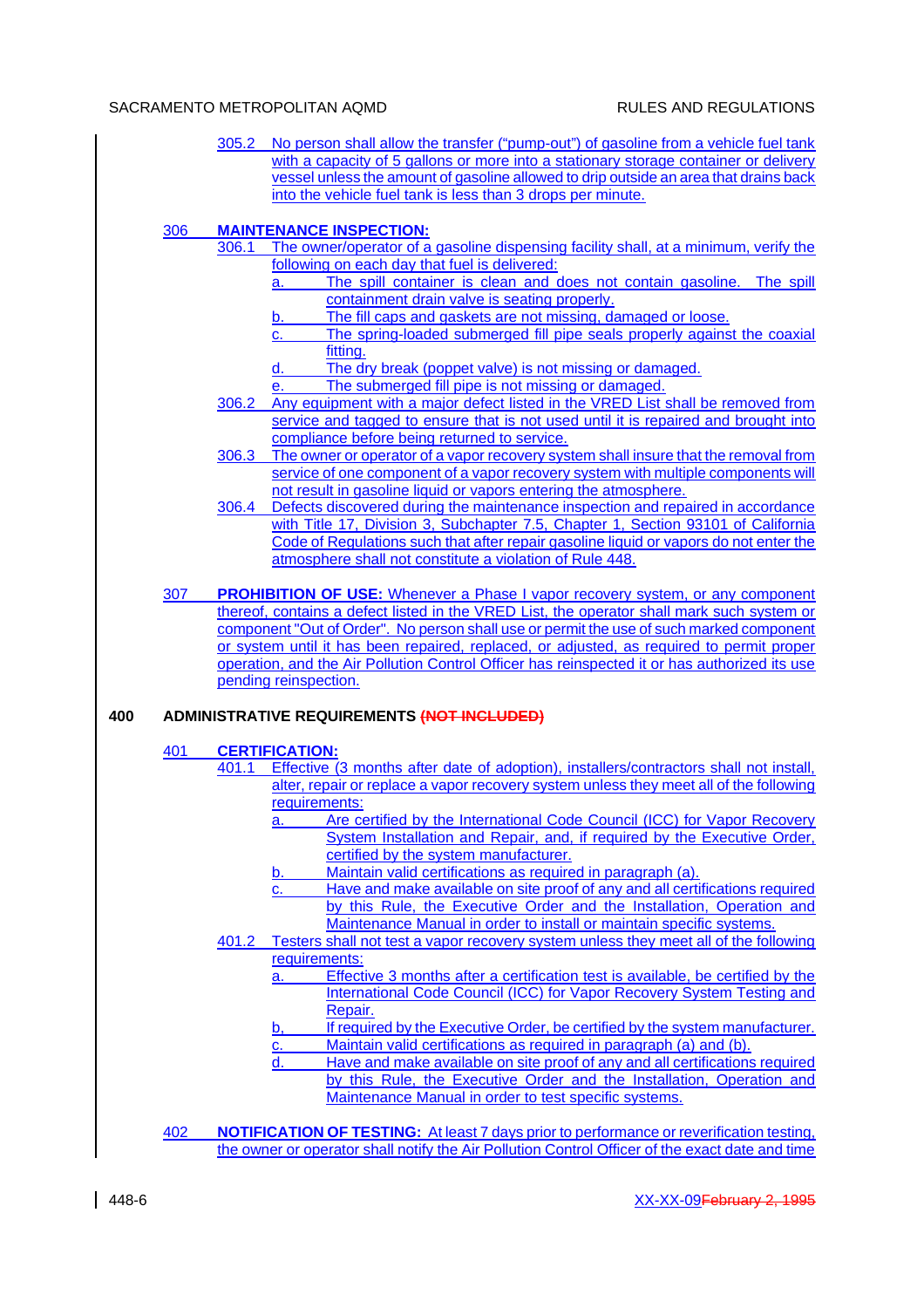305.2 No person shall allow the transfer ("pump-out") of gasoline from a vehicle fuel tank with a capacity of 5 gallons or more into a stationary storage container or delivery vessel unless the amount of gasoline allowed to drip outside an area that drains back into the vehicle fuel tank is less than 3 drops per minute.

306 **MAINTENANCE INSPECTION:**

306.1 The owner/operator of a gasoline dispensing facility shall, at a minimum, verify the following on each day that fuel is delivered:

a. The spill container is clean and does not contain gasoline. The spill containment drain valve is seating properly.

b. The fill caps and gaskets are not missing, damaged or loose.

c. The spring-loaded submerged fill pipe seals properly against the coaxial fitting.

d. The dry break (poppet valve) is not missing or damaged.

e. The submerged fill pipe is not missing or damaged.

306.2 Any equipment with a major defect listed in the VRED List shall be removed from service and tagged to ensure that is not used until it is repaired and brought into compliance before being returned to service.

306.3 The owner or operator of a vapor recovery system shall insure that the removal from service of one component of a vapor recovery system with multiple components will not result in gasoline liquid or vapors entering the atmosphere.

306.4 Defects discovered during the maintenance inspection and repaired in accordance with Title 17, Division 3, Subchapter 7.5, Chapter 1, Section 93101 of California Code of Regulations such that after repair gasoline liquid or vapors do not enter the atmosphere shall not constitute a violation of Rule 448.

307 **PROHIBITION OF USE:** Whenever a Phase I vapor recovery system, or any component thereof, contains a defect listed in the VRED List, the operator shall mark such system or component "Out of Order". No person shall use or permit the use of such marked component or system until it has been repaired, replaced, or adjusted, as required to permit proper operation, and the Air Pollution Control Officer has reinspected it or has authorized its use pending reinspection.

## 400 ADMINISTRATIVE REQUIREMENTS ~~(NOT INCLUDED)~~

401 **CERTIFICATION:**

401.1 Effective (3 months after date of adoption), installers/contractors shall not install, alter, repair or replace a vapor recovery system unless they meet all of the following requirements:

a. Are certified by the International Code Council (ICC) for Vapor Recovery System Installation and Repair, and, if required by the Executive Order, certified by the system manufacturer.

b. Maintain valid certifications as required in paragraph (a).

c. Have and make available on site proof of any and all certifications required by this Rule, the Executive Order and the Installation, Operation and Maintenance Manual in order to install or maintain specific systems.

401.2 Testers shall not test a vapor recovery system unless they meet all of the following requirements:

a. Effective 3 months after a certification test is available, be certified by the International Code Council (ICC) for Vapor Recovery System Testing and Repair.

b. If required by the Executive Order, be certified by the system manufacturer.

c. Maintain valid certifications as required in paragraph (a) and (b).

d. Have and make available on site proof of any and all certifications required by this Rule, the Executive Order and the Installation, Operation and Maintenance Manual in order to test specific systems.

402 **NOTIFICATION OF TESTING:** At least 7 days prior to performance or reverification testing, the owner or operator shall notify the Air Pollution Control Officer of the exact date and time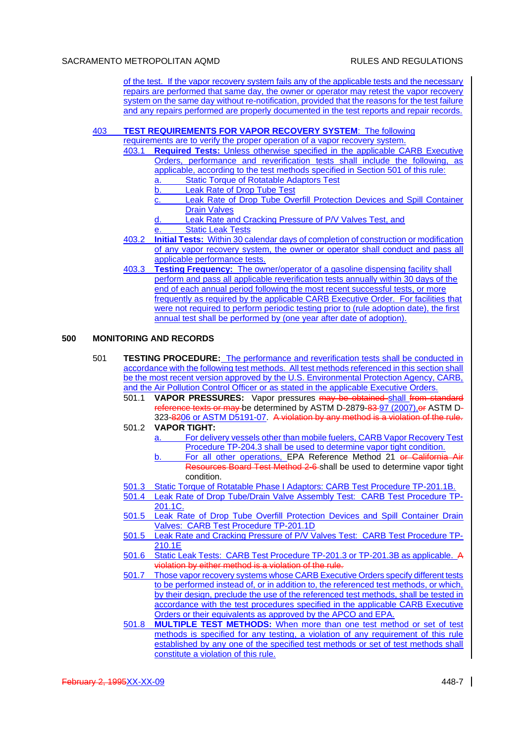of the test. If the vapor recovery system fails any of the applicable tests and the necessary repairs are performed that same day, the owner or operator may retest the vapor recovery system on the same day without re-notification, provided that the reasons for the test failure and any repairs performed are properly documented in the test reports and repair records.

403 **TEST REQUIREMENTS FOR VAPOR RECOVERY SYSTEM**: The following requirements are to verify the proper operation of a vapor recovery system.

403.1 **Required Tests:** Unless otherwise specified in the applicable CARB Executive Orders, performance and reverification tests shall include the following, as applicable, according to the test methods specified in Section 501 of this rule:

a. Static Torque of Rotatable Adaptors Test
b. Leak Rate of Drop Tube Test
c. Leak Rate of Drop Tube Overfill Protection Devices and Spill Container Drain Valves
d. Leak Rate and Cracking Pressure of P/V Valves Test, and
e. Static Leak Tests

403.2 **Initial Tests:** Within 30 calendar days of completion of construction or modification of any vapor recovery system, the owner or operator shall conduct and pass all applicable performance tests.

403.3 **Testing Frequency:** The owner/operator of a gasoline dispensing facility shall perform and pass all applicable reverification tests annually within 30 days of the end of each annual period following the most recent successful tests, or more frequently as required by the applicable CARB Executive Order. For facilities that were not required to perform periodic testing prior to (rule adoption date), the first annual test shall be performed by (one year after date of adoption).

## 500 MONITORING AND RECORDS

501 **TESTING PROCEDURE:** The performance and reverification tests shall be conducted in accordance with the following test methods. All test methods referenced in this section shall be the most recent version approved by the U.S. Environmental Protection Agency, CARB, and the Air Pollution Control Officer or as stated in the applicable Executive Orders.

501.1 **VAPOR PRESSURES:** Vapor pressures ~~may be obtained~~ shall ~~from standard reference texts or may~~ be determined by ASTM D-2879-~~83~~ 97 (2007), ~~or~~ ASTM D-323-~~82~~06 or ASTM D5191-07. ~~A violation by any method is a violation of the rule.~~

501.2 **VAPOR TIGHT:**

a. For delivery vessels other than mobile fuelers, CARB Vapor Recovery Test Procedure TP-204.3 shall be used to determine vapor tight condition.
b. For all other operations, EPA Reference Method 21 ~~or California Air Resources Board Test Method 2-6~~ shall be used to determine vapor tight condition.

501.3 Static Torque of Rotatable Phase I Adaptors: CARB Test Procedure TP-201.1B.

501.4 Leak Rate of Drop Tube/Drain Valve Assembly Test: CARB Test Procedure TP-201.1C.

501.5 Leak Rate of Drop Tube Overfill Protection Devices and Spill Container Drain Valves: CARB Test Procedure TP-201.1D

501.5 Leak Rate and Cracking Pressure of P/V Valves Test: CARB Test Procedure TP-210.1E

501.6 Static Leak Tests: CARB Test Procedure TP-201.3 or TP-201.3B as applicable. ~~A violation by either method is a violation of the rule.~~

501.7 Those vapor recovery systems whose CARB Executive Orders specify different tests to be performed instead of, or in addition to, the referenced test methods, or which, by their design, preclude the use of the referenced test methods, shall be tested in accordance with the test procedures specified in the applicable CARB Executive Orders or their equivalents as approved by the APCO and EPA.

501.8 **MULTIPLE TEST METHODS:** When more than one test method or set of test methods is specified for any testing, a violation of any requirement of this rule established by any one of the specified test methods or set of test methods shall constitute a violation of this rule.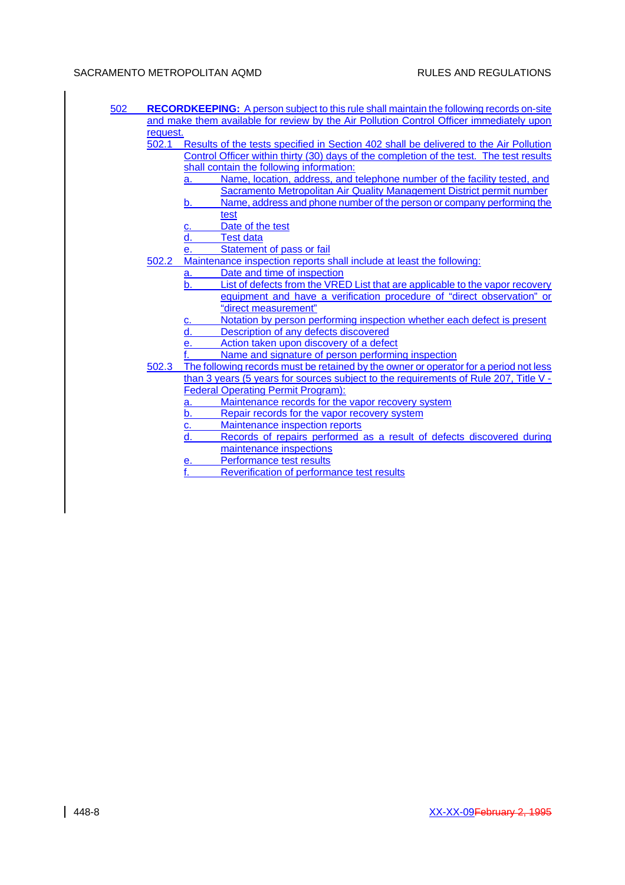502 **RECORDKEEPING:** A person subject to this rule shall maintain the following records on-site and make them available for review by the Air Pollution Control Officer immediately upon request.

502.1 Results of the tests specified in Section 402 shall be delivered to the Air Pollution Control Officer within thirty (30) days of the completion of the test. The test results shall contain the following information:

- a. Name, location, address, and telephone number of the facility tested, and Sacramento Metropolitan Air Quality Management District permit number
- b. Name, address and phone number of the person or company performing the test
- c. Date of the test
- d. Test data
- e. Statement of pass or fail

502.2 Maintenance inspection reports shall include at least the following:

- a. Date and time of inspection
- b. List of defects from the VRED List that are applicable to the vapor recovery equipment and have a verification procedure of "direct observation" or "direct measurement"
- c. Notation by person performing inspection whether each defect is present
- d. Description of any defects discovered
- e. Action taken upon discovery of a defect
- f. Name and signature of person performing inspection

502.3 The following records must be retained by the owner or operator for a period not less than 3 years (5 years for sources subject to the requirements of Rule 207, Title V - Federal Operating Permit Program):

- a. Maintenance records for the vapor recovery system
- b. Repair records for the vapor recovery system
- c. Maintenance inspection reports
- d. Records of repairs performed as a result of defects discovered during maintenance inspections
- e. Performance test results
- f. Reverification of performance test results